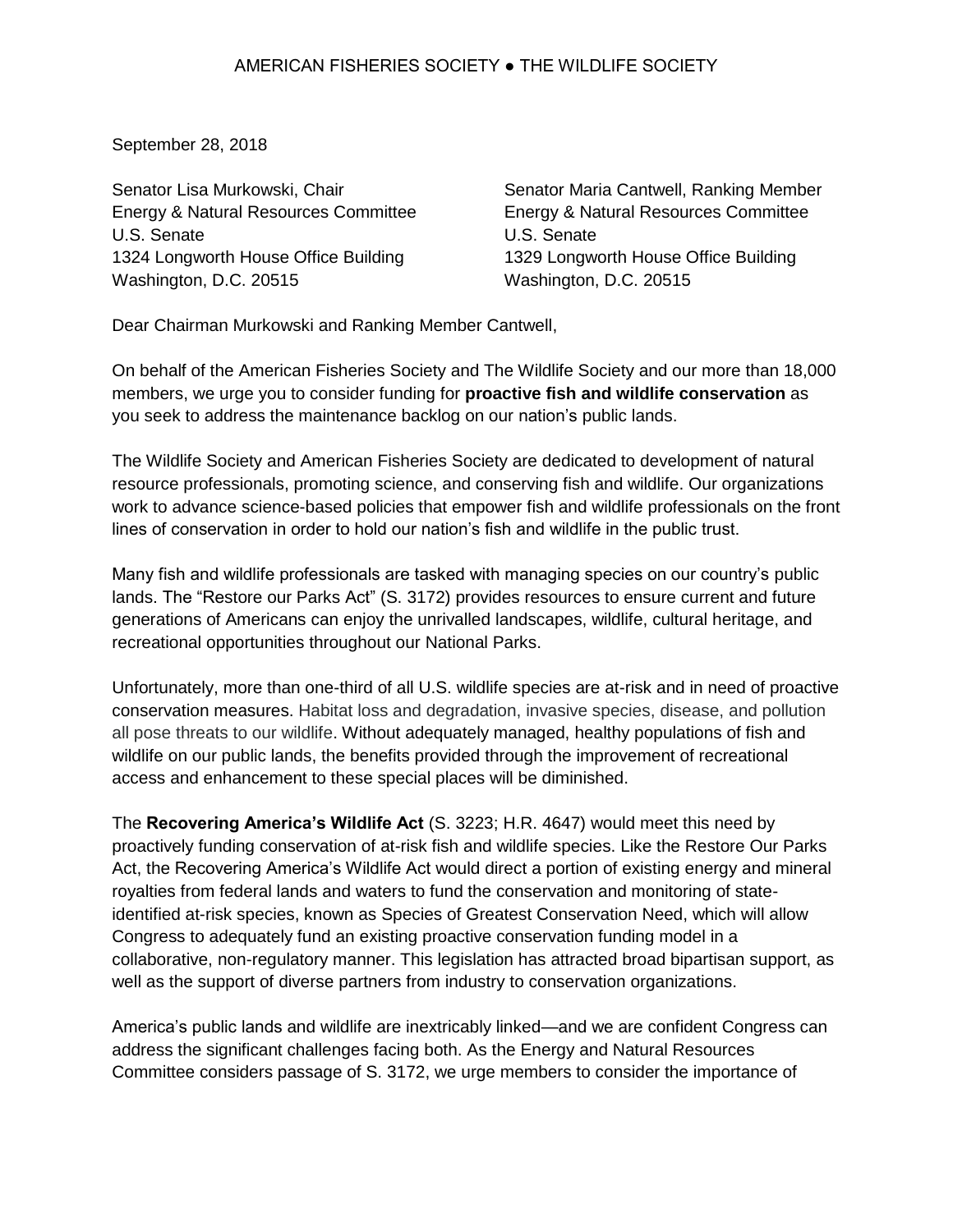AMERICAN FISHERIES SOCIETY ● THE WILDLIFE SOCIETY

September 28, 2018

Senator Lisa Murkowski, Chair
Energy & Natural Resources Committee
U.S. Senate
1324 Longworth House Office Building
Washington, D.C. 20515

Senator Maria Cantwell, Ranking Member
Energy & Natural Resources Committee
U.S. Senate
1329 Longworth House Office Building
Washington, D.C. 20515

Dear Chairman Murkowski and Ranking Member Cantwell,

On behalf of the American Fisheries Society and The Wildlife Society and our more than 18,000 members, we urge you to consider funding for **proactive fish and wildlife conservation** as you seek to address the maintenance backlog on our nation's public lands.

The Wildlife Society and American Fisheries Society are dedicated to development of natural resource professionals, promoting science, and conserving fish and wildlife. Our organizations work to advance science-based policies that empower fish and wildlife professionals on the front lines of conservation in order to hold our nation's fish and wildlife in the public trust.

Many fish and wildlife professionals are tasked with managing species on our country's public lands. The "Restore our Parks Act" (S. 3172) provides resources to ensure current and future generations of Americans can enjoy the unrivalled landscapes, wildlife, cultural heritage, and recreational opportunities throughout our National Parks.

Unfortunately, more than one-third of all U.S. wildlife species are at-risk and in need of proactive conservation measures. Habitat loss and degradation, invasive species, disease, and pollution all pose threats to our wildlife. Without adequately managed, healthy populations of fish and wildlife on our public lands, the benefits provided through the improvement of recreational access and enhancement to these special places will be diminished.

The **Recovering America's Wildlife Act** (S. 3223; H.R. 4647) would meet this need by proactively funding conservation of at-risk fish and wildlife species. Like the Restore Our Parks Act, the Recovering America's Wildlife Act would direct a portion of existing energy and mineral royalties from federal lands and waters to fund the conservation and monitoring of state-identified at-risk species, known as Species of Greatest Conservation Need, which will allow Congress to adequately fund an existing proactive conservation funding model in a collaborative, non-regulatory manner. This legislation has attracted broad bipartisan support, as well as the support of diverse partners from industry to conservation organizations.

America's public lands and wildlife are inextricably linked—and we are confident Congress can address the significant challenges facing both. As the Energy and Natural Resources Committee considers passage of S. 3172, we urge members to consider the importance of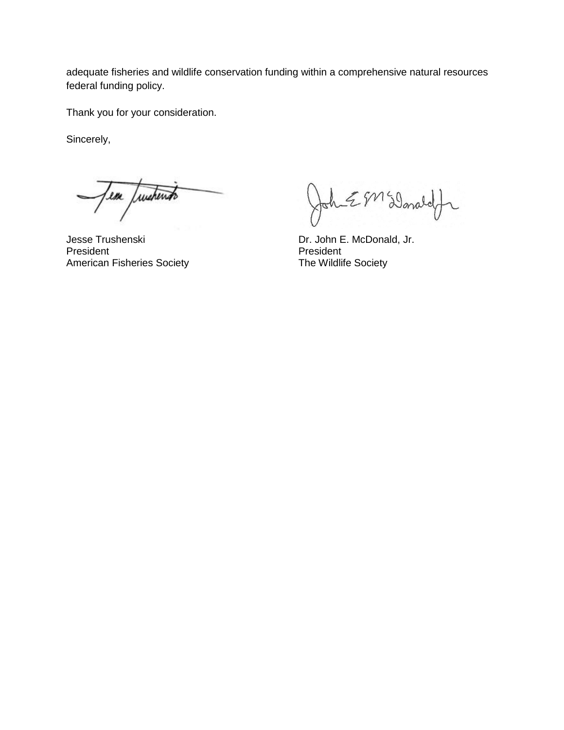adequate fisheries and wildlife conservation funding within a comprehensive natural resources federal funding policy.

Thank you for your consideration.

Sincerely,

Jesse Trushenski
President
American Fisheries Society

Dr. John E. McDonald, Jr.
President
The Wildlife Society